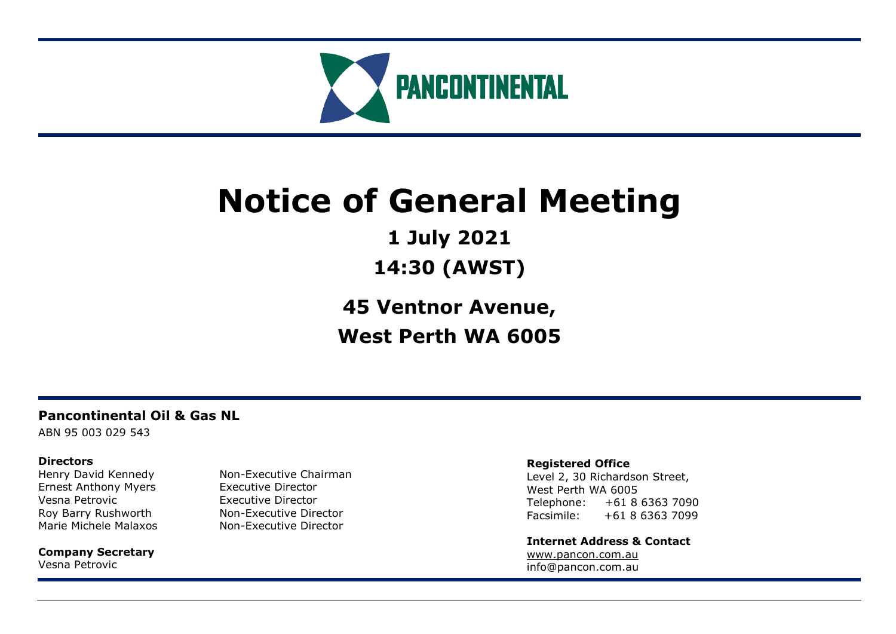PANCONTINENTAL

# Notice of General Meeting

## 1 July 2021

## 14:30 (AWST)

## 45 Ventnor Avenue,

## West Perth WA 6005

**Pancontinental Oil & Gas NL**

ABN 95 003 029 543

**Directors**

| | |
|---|---|
| Henry David Kennedy | Non-Executive Chairman |
| Ernest Anthony Myers | Executive Director |
| Vesna Petrovic | Executive Director |
| Roy Barry Rushworth | Non-Executive Director |
| Marie Michele Malaxos | Non-Executive Director |

**Company Secretary**

Vesna Petrovic

**Registered Office**

Level 2, 30 Richardson Street,
West Perth WA 6005
Telephone: +61 8 6363 7090
Facsimile: +61 8 6363 7099

**Internet Address & Contact**

www.pancon.com.au
info@pancon.com.au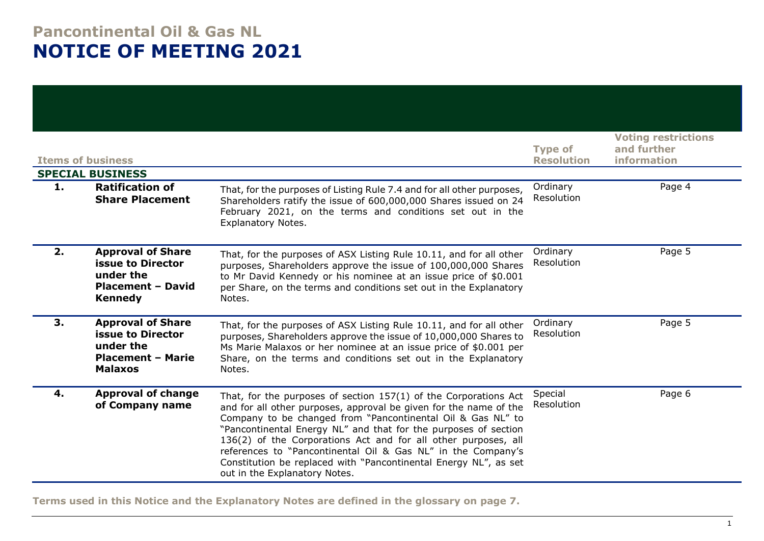# Pancontinental Oil & Gas NL

# NOTICE OF MEETING 2021

| Items of business | | | Type of Resolution | Voting restrictions and further information |
|---|---|---|---|---|
| **SPECIAL BUSINESS** | | | | |
| **1.** | **Ratification of Share Placement** | That, for the purposes of Listing Rule 7.4 and for all other purposes, Shareholders ratify the issue of 600,000,000 Shares issued on 24 February 2021, on the terms and conditions set out in the Explanatory Notes. | Ordinary Resolution | Page 4 |
| **2.** | **Approval of Share issue to Director under the Placement – David Kennedy** | That, for the purposes of ASX Listing Rule 10.11, and for all other purposes, Shareholders approve the issue of 100,000,000 Shares to Mr David Kennedy or his nominee at an issue price of $0.001 per Share, on the terms and conditions set out in the Explanatory Notes. | Ordinary Resolution | Page 5 |
| **3.** | **Approval of Share issue to Director under the Placement – Marie Malaxos** | That, for the purposes of ASX Listing Rule 10.11, and for all other purposes, Shareholders approve the issue of 10,000,000 Shares to Ms Marie Malaxos or her nominee at an issue price of $0.001 per Share, on the terms and conditions set out in the Explanatory Notes. | Ordinary Resolution | Page 5 |
| **4.** | **Approval of change of Company name** | That, for the purposes of section 157(1) of the Corporations Act and for all other purposes, approval be given for the name of the Company to be changed from "Pancontinental Oil & Gas NL" to "Pancontinental Energy NL" and that for the purposes of section 136(2) of the Corporations Act and for all other purposes, all references to "Pancontinental Oil & Gas NL" in the Company's Constitution be replaced with "Pancontinental Energy NL", as set out in the Explanatory Notes. | Special Resolution | Page 6 |

**Terms used in this Notice and the Explanatory Notes are defined in the glossary on page 7.**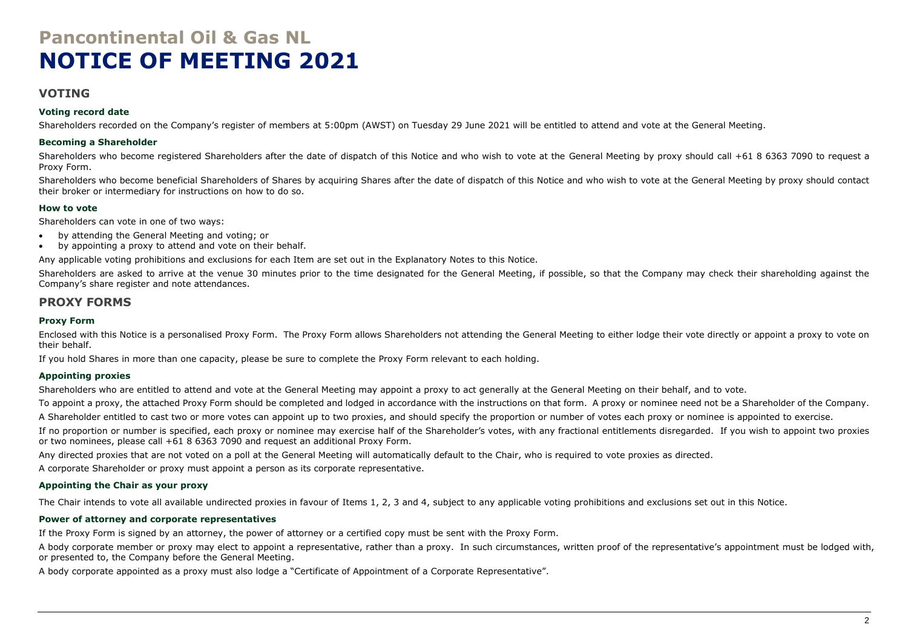# Pancontinental Oil & Gas NL
# NOTICE OF MEETING 2021

## VOTING

### Voting record date

Shareholders recorded on the Company's register of members at 5:00pm (AWST) on Tuesday 29 June 2021 will be entitled to attend and vote at the General Meeting.

### Becoming a Shareholder

Shareholders who become registered Shareholders after the date of dispatch of this Notice and who wish to vote at the General Meeting by proxy should call +61 8 6363 7090 to request a Proxy Form.

Shareholders who become beneficial Shareholders of Shares by acquiring Shares after the date of dispatch of this Notice and who wish to vote at the General Meeting by proxy should contact their broker or intermediary for instructions on how to do so.

### How to vote

Shareholders can vote in one of two ways:

- by attending the General Meeting and voting; or
- by appointing a proxy to attend and vote on their behalf.

Any applicable voting prohibitions and exclusions for each Item are set out in the Explanatory Notes to this Notice.

Shareholders are asked to arrive at the venue 30 minutes prior to the time designated for the General Meeting, if possible, so that the Company may check their shareholding against the Company's share register and note attendances.

## PROXY FORMS

### Proxy Form

Enclosed with this Notice is a personalised Proxy Form. The Proxy Form allows Shareholders not attending the General Meeting to either lodge their vote directly or appoint a proxy to vote on their behalf.

If you hold Shares in more than one capacity, please be sure to complete the Proxy Form relevant to each holding.

### Appointing proxies

Shareholders who are entitled to attend and vote at the General Meeting may appoint a proxy to act generally at the General Meeting on their behalf, and to vote.

To appoint a proxy, the attached Proxy Form should be completed and lodged in accordance with the instructions on that form. A proxy or nominee need not be a Shareholder of the Company.

A Shareholder entitled to cast two or more votes can appoint up to two proxies, and should specify the proportion or number of votes each proxy or nominee is appointed to exercise.

If no proportion or number is specified, each proxy or nominee may exercise half of the Shareholder's votes, with any fractional entitlements disregarded. If you wish to appoint two proxies or two nominees, please call +61 8 6363 7090 and request an additional Proxy Form.

Any directed proxies that are not voted on a poll at the General Meeting will automatically default to the Chair, who is required to vote proxies as directed.

A corporate Shareholder or proxy must appoint a person as its corporate representative.

### Appointing the Chair as your proxy

The Chair intends to vote all available undirected proxies in favour of Items 1, 2, 3 and 4, subject to any applicable voting prohibitions and exclusions set out in this Notice.

### Power of attorney and corporate representatives

If the Proxy Form is signed by an attorney, the power of attorney or a certified copy must be sent with the Proxy Form.

A body corporate member or proxy may elect to appoint a representative, rather than a proxy. In such circumstances, written proof of the representative's appointment must be lodged with, or presented to, the Company before the General Meeting.

A body corporate appointed as a proxy must also lodge a "Certificate of Appointment of a Corporate Representative".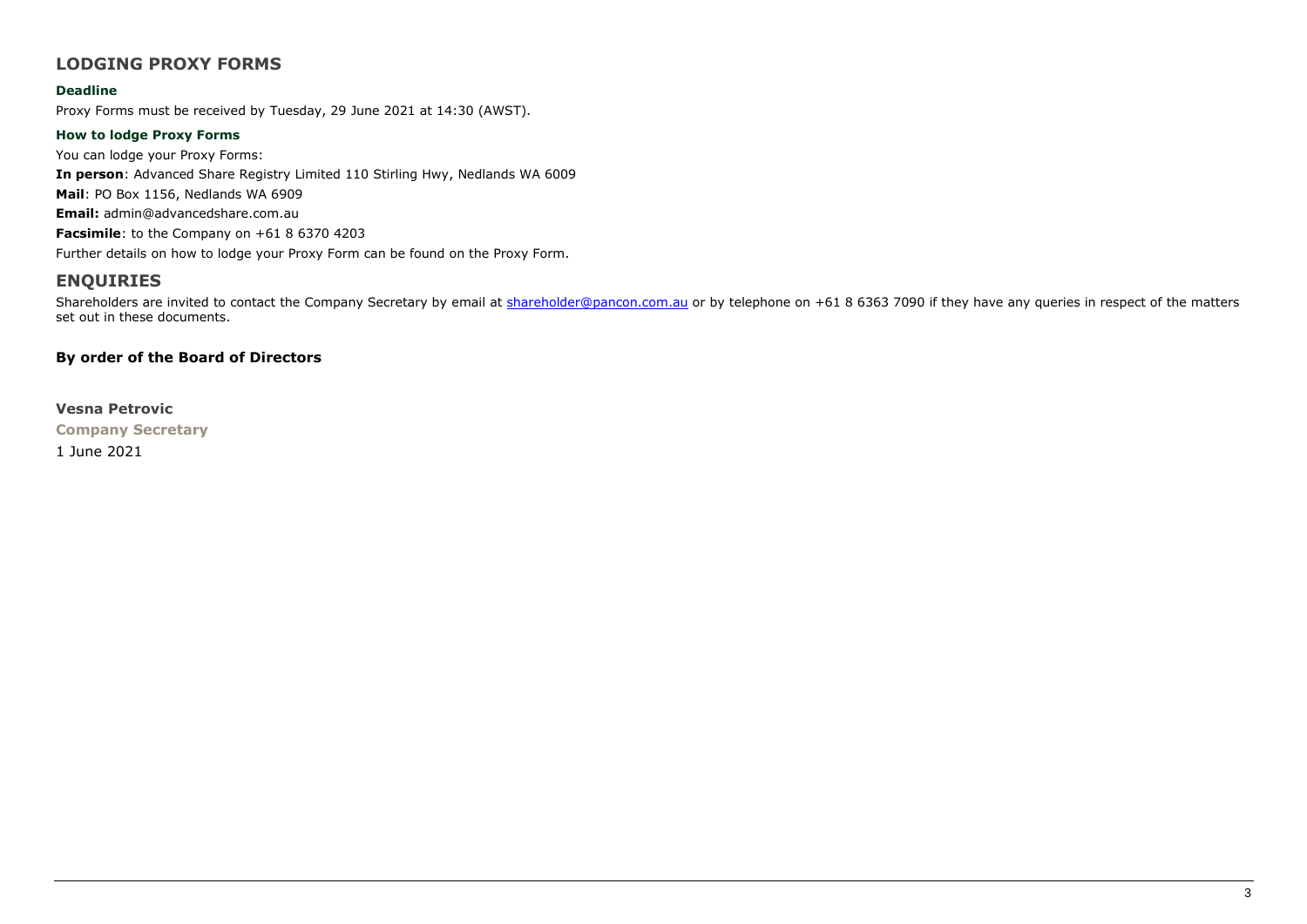## LODGING PROXY FORMS

### Deadline

Proxy Forms must be received by Tuesday, 29 June 2021 at 14:30 (AWST).

### How to lodge Proxy Forms

You can lodge your Proxy Forms:

**In person**: Advanced Share Registry Limited 110 Stirling Hwy, Nedlands WA 6009

**Mail**: PO Box 1156, Nedlands WA 6909

**Email:** admin@advancedshare.com.au

**Facsimile**: to the Company on +61 8 6370 4203

Further details on how to lodge your Proxy Form can be found on the Proxy Form.

## ENQUIRIES

Shareholders are invited to contact the Company Secretary by email at shareholder@pancon.com.au or by telephone on +61 8 6363 7090 if they have any queries in respect of the matters set out in these documents.

**By order of the Board of Directors**

**Vesna Petrovic**

**Company Secretary**

1 June 2021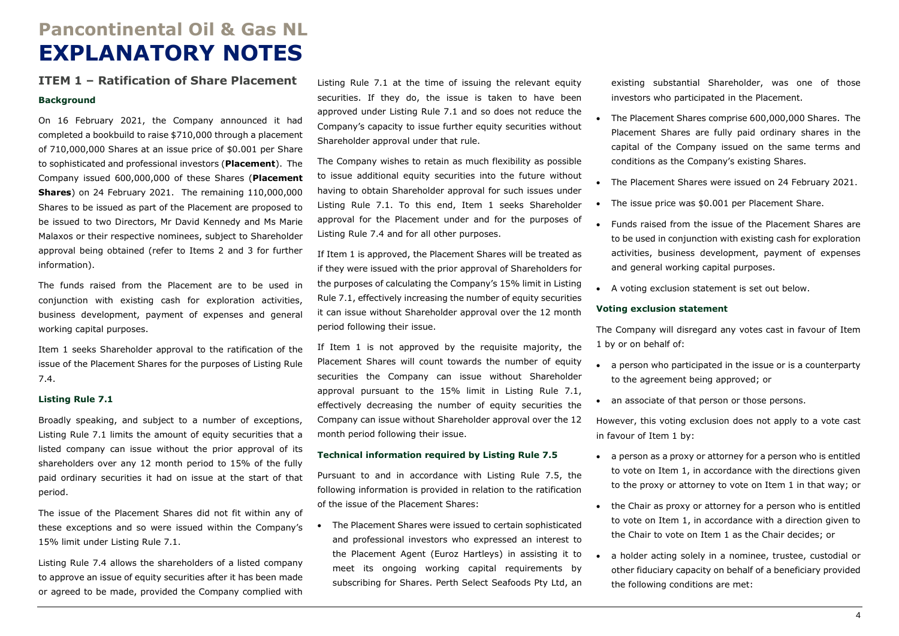# Pancontinental Oil & Gas NL

# EXPLANATORY NOTES

## ITEM 1 – Ratification of Share Placement

### Background

On 16 February 2021, the Company announced it had completed a bookbuild to raise $710,000 through a placement of 710,000,000 Shares at an issue price of $0.001 per Share to sophisticated and professional investors (**Placement**). The Company issued 600,000,000 of these Shares (**Placement Shares**) on 24 February 2021. The remaining 110,000,000 Shares to be issued as part of the Placement are proposed to be issued to two Directors, Mr David Kennedy and Ms Marie Malaxos or their respective nominees, subject to Shareholder approval being obtained (refer to Items 2 and 3 for further information).

The funds raised from the Placement are to be used in conjunction with existing cash for exploration activities, business development, payment of expenses and general working capital purposes.

Item 1 seeks Shareholder approval to the ratification of the issue of the Placement Shares for the purposes of Listing Rule 7.4.

### Listing Rule 7.1

Broadly speaking, and subject to a number of exceptions, Listing Rule 7.1 limits the amount of equity securities that a listed company can issue without the prior approval of its shareholders over any 12 month period to 15% of the fully paid ordinary securities it had on issue at the start of that period.

The issue of the Placement Shares did not fit within any of these exceptions and so were issued within the Company's 15% limit under Listing Rule 7.1.

Listing Rule 7.4 allows the shareholders of a listed company to approve an issue of equity securities after it has been made or agreed to be made, provided the Company complied with Listing Rule 7.1 at the time of issuing the relevant equity securities. If they do, the issue is taken to have been approved under Listing Rule 7.1 and so does not reduce the Company's capacity to issue further equity securities without Shareholder approval under that rule.

The Company wishes to retain as much flexibility as possible to issue additional equity securities into the future without having to obtain Shareholder approval for such issues under Listing Rule 7.1. To this end, Item 1 seeks Shareholder approval for the Placement under and for the purposes of Listing Rule 7.4 and for all other purposes.

If Item 1 is approved, the Placement Shares will be treated as if they were issued with the prior approval of Shareholders for the purposes of calculating the Company's 15% limit in Listing Rule 7.1, effectively increasing the number of equity securities it can issue without Shareholder approval over the 12 month period following their issue.

If Item 1 is not approved by the requisite majority, the Placement Shares will count towards the number of equity securities the Company can issue without Shareholder approval pursuant to the 15% limit in Listing Rule 7.1, effectively decreasing the number of equity securities the Company can issue without Shareholder approval over the 12 month period following their issue.

### Technical information required by Listing Rule 7.5

Pursuant to and in accordance with Listing Rule 7.5, the following information is provided in relation to the ratification of the issue of the Placement Shares:

- The Placement Shares were issued to certain sophisticated and professional investors who expressed an interest to the Placement Agent (Euroz Hartleys) in assisting it to meet its ongoing working capital requirements by subscribing for Shares. Perth Select Seafoods Pty Ltd, an existing substantial Shareholder, was one of those investors who participated in the Placement.
- The Placement Shares comprise 600,000,000 Shares. The Placement Shares are fully paid ordinary shares in the capital of the Company issued on the same terms and conditions as the Company's existing Shares.
- The Placement Shares were issued on 24 February 2021.
- The issue price was $0.001 per Placement Share.
- Funds raised from the issue of the Placement Shares are to be used in conjunction with existing cash for exploration activities, business development, payment of expenses and general working capital purposes.
- A voting exclusion statement is set out below.

### Voting exclusion statement

The Company will disregard any votes cast in favour of Item 1 by or on behalf of:

- a person who participated in the issue or is a counterparty to the agreement being approved; or
- an associate of that person or those persons.

However, this voting exclusion does not apply to a vote cast in favour of Item 1 by:

- a person as a proxy or attorney for a person who is entitled to vote on Item 1, in accordance with the directions given to the proxy or attorney to vote on Item 1 in that way; or
- the Chair as proxy or attorney for a person who is entitled to vote on Item 1, in accordance with a direction given to the Chair to vote on Item 1 as the Chair decides; or
- a holder acting solely in a nominee, trustee, custodial or other fiduciary capacity on behalf of a beneficiary provided the following conditions are met: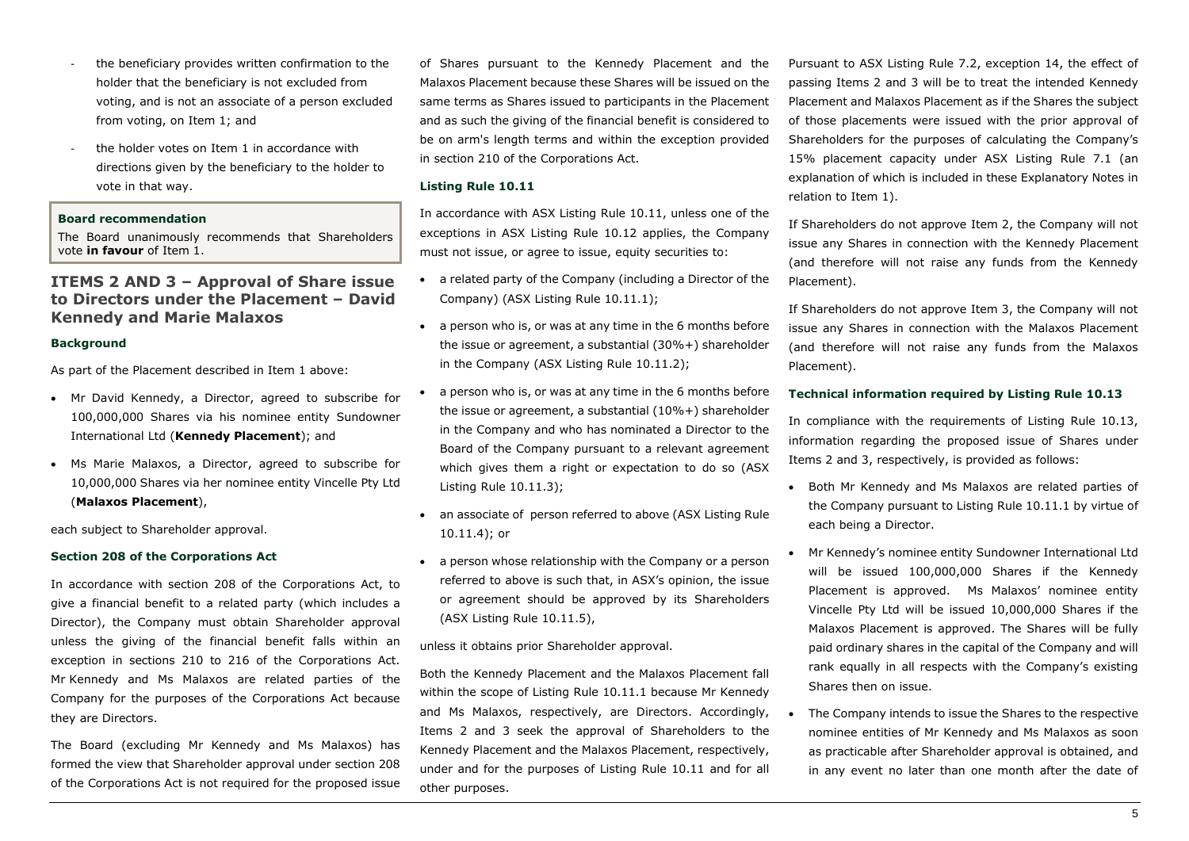- the beneficiary provides written confirmation to the holder that the beneficiary is not excluded from voting, and is not an associate of a person excluded from voting, on Item 1; and
- the holder votes on Item 1 in accordance with directions given by the beneficiary to the holder to vote in that way.

**Board recommendation**

The Board unanimously recommends that Shareholders vote **in favour** of Item 1.

## ITEMS 2 AND 3 – Approval of Share issue to Directors under the Placement – David Kennedy and Marie Malaxos

### Background

As part of the Placement described in Item 1 above:

- Mr David Kennedy, a Director, agreed to subscribe for 100,000,000 Shares via his nominee entity Sundowner International Ltd (**Kennedy Placement**); and
- Ms Marie Malaxos, a Director, agreed to subscribe for 10,000,000 Shares via her nominee entity Vincelle Pty Ltd (**Malaxos Placement**),

each subject to Shareholder approval.

### Section 208 of the Corporations Act

In accordance with section 208 of the Corporations Act, to give a financial benefit to a related party (which includes a Director), the Company must obtain Shareholder approval unless the giving of the financial benefit falls within an exception in sections 210 to 216 of the Corporations Act. Mr Kennedy and Ms Malaxos are related parties of the Company for the purposes of the Corporations Act because they are Directors.

The Board (excluding Mr Kennedy and Ms Malaxos) has formed the view that Shareholder approval under section 208 of the Corporations Act is not required for the proposed issue of Shares pursuant to the Kennedy Placement and the Malaxos Placement because these Shares will be issued on the same terms as Shares issued to participants in the Placement and as such the giving of the financial benefit is considered to be on arm's length terms and within the exception provided in section 210 of the Corporations Act.

### Listing Rule 10.11

In accordance with ASX Listing Rule 10.11, unless one of the exceptions in ASX Listing Rule 10.12 applies, the Company must not issue, or agree to issue, equity securities to:

- a related party of the Company (including a Director of the Company) (ASX Listing Rule 10.11.1);
- a person who is, or was at any time in the 6 months before the issue or agreement, a substantial (30%+) shareholder in the Company (ASX Listing Rule 10.11.2);
- a person who is, or was at any time in the 6 months before the issue or agreement, a substantial (10%+) shareholder in the Company and who has nominated a Director to the Board of the Company pursuant to a relevant agreement which gives them a right or expectation to do so (ASX Listing Rule 10.11.3);
- an associate of person referred to above (ASX Listing Rule 10.11.4); or
- a person whose relationship with the Company or a person referred to above is such that, in ASX's opinion, the issue or agreement should be approved by its Shareholders (ASX Listing Rule 10.11.5),

unless it obtains prior Shareholder approval.

Both the Kennedy Placement and the Malaxos Placement fall within the scope of Listing Rule 10.11.1 because Mr Kennedy and Ms Malaxos, respectively, are Directors. Accordingly, Items 2 and 3 seek the approval of Shareholders to the Kennedy Placement and the Malaxos Placement, respectively, under and for the purposes of Listing Rule 10.11 and for all other purposes.

Pursuant to ASX Listing Rule 7.2, exception 14, the effect of passing Items 2 and 3 will be to treat the intended Kennedy Placement and Malaxos Placement as if the Shares the subject of those placements were issued with the prior approval of Shareholders for the purposes of calculating the Company's 15% placement capacity under ASX Listing Rule 7.1 (an explanation of which is included in these Explanatory Notes in relation to Item 1).

If Shareholders do not approve Item 2, the Company will not issue any Shares in connection with the Kennedy Placement (and therefore will not raise any funds from the Kennedy Placement).

If Shareholders do not approve Item 3, the Company will not issue any Shares in connection with the Malaxos Placement (and therefore will not raise any funds from the Malaxos Placement).

### Technical information required by Listing Rule 10.13

In compliance with the requirements of Listing Rule 10.13, information regarding the proposed issue of Shares under Items 2 and 3, respectively, is provided as follows:

- Both Mr Kennedy and Ms Malaxos are related parties of the Company pursuant to Listing Rule 10.11.1 by virtue of each being a Director.
- Mr Kennedy's nominee entity Sundowner International Ltd will be issued 100,000,000 Shares if the Kennedy Placement is approved. Ms Malaxos' nominee entity Vincelle Pty Ltd will be issued 10,000,000 Shares if the Malaxos Placement is approved. The Shares will be fully paid ordinary shares in the capital of the Company and will rank equally in all respects with the Company's existing Shares then on issue.
- The Company intends to issue the Shares to the respective nominee entities of Mr Kennedy and Ms Malaxos as soon as practicable after Shareholder approval is obtained, and in any event no later than one month after the date of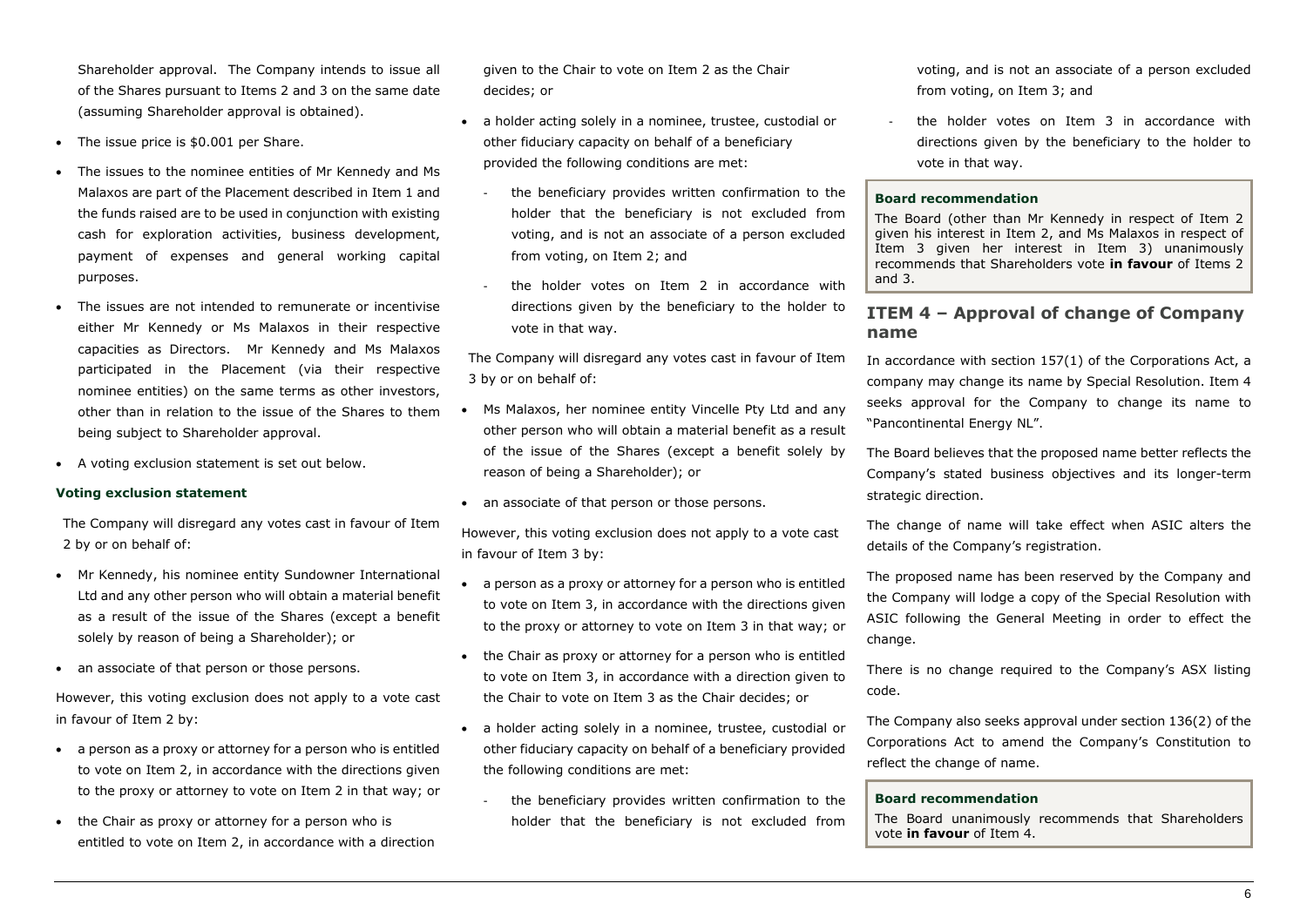Shareholder approval. The Company intends to issue all of the Shares pursuant to Items 2 and 3 on the same date (assuming Shareholder approval is obtained).

- The issue price is $0.001 per Share.
- The issues to the nominee entities of Mr Kennedy and Ms Malaxos are part of the Placement described in Item 1 and the funds raised are to be used in conjunction with existing cash for exploration activities, business development, payment of expenses and general working capital purposes.
- The issues are not intended to remunerate or incentivise either Mr Kennedy or Ms Malaxos in their respective capacities as Directors. Mr Kennedy and Ms Malaxos participated in the Placement (via their respective nominee entities) on the same terms as other investors, other than in relation to the issue of the Shares to them being subject to Shareholder approval.
- A voting exclusion statement is set out below.

**Voting exclusion statement**

The Company will disregard any votes cast in favour of Item 2 by or on behalf of:

- Mr Kennedy, his nominee entity Sundowner International Ltd and any other person who will obtain a material benefit as a result of the issue of the Shares (except a benefit solely by reason of being a Shareholder); or
- an associate of that person or those persons.

However, this voting exclusion does not apply to a vote cast in favour of Item 2 by:

- a person as a proxy or attorney for a person who is entitled to vote on Item 2, in accordance with the directions given to the proxy or attorney to vote on Item 2 in that way; or
- the Chair as proxy or attorney for a person who is entitled to vote on Item 2, in accordance with a direction given to the Chair to vote on Item 2 as the Chair decides; or
- a holder acting solely in a nominee, trustee, custodial or other fiduciary capacity on behalf of a beneficiary provided the following conditions are met:
  - the beneficiary provides written confirmation to the holder that the beneficiary is not excluded from voting, and is not an associate of a person excluded from voting, on Item 2; and
  - the holder votes on Item 2 in accordance with directions given by the beneficiary to the holder to vote in that way.

The Company will disregard any votes cast in favour of Item 3 by or on behalf of:

- Ms Malaxos, her nominee entity Vincelle Pty Ltd and any other person who will obtain a material benefit as a result of the issue of the Shares (except a benefit solely by reason of being a Shareholder); or
- an associate of that person or those persons.

However, this voting exclusion does not apply to a vote cast in favour of Item 3 by:

- a person as a proxy or attorney for a person who is entitled to vote on Item 3, in accordance with the directions given to the proxy or attorney to vote on Item 3 in that way; or
- the Chair as proxy or attorney for a person who is entitled to vote on Item 3, in accordance with a direction given to the Chair to vote on Item 3 as the Chair decides; or
- a holder acting solely in a nominee, trustee, custodial or other fiduciary capacity on behalf of a beneficiary provided the following conditions are met:
  - the beneficiary provides written confirmation to the holder that the beneficiary is not excluded from voting, and is not an associate of a person excluded from voting, on Item 3; and
  - the holder votes on Item 3 in accordance with directions given by the beneficiary to the holder to vote in that way.

**Board recommendation**

The Board (other than Mr Kennedy in respect of Item 2 given his interest in Item 2, and Ms Malaxos in respect of Item 3 given her interest in Item 3) unanimously recommends that Shareholders vote **in favour** of Items 2 and 3.

## ITEM 4 – Approval of change of Company name

In accordance with section 157(1) of the Corporations Act, a company may change its name by Special Resolution. Item 4 seeks approval for the Company to change its name to "Pancontinental Energy NL".

The Board believes that the proposed name better reflects the Company's stated business objectives and its longer-term strategic direction.

The change of name will take effect when ASIC alters the details of the Company's registration.

The proposed name has been reserved by the Company and the Company will lodge a copy of the Special Resolution with ASIC following the General Meeting in order to effect the change.

There is no change required to the Company's ASX listing code.

The Company also seeks approval under section 136(2) of the Corporations Act to amend the Company's Constitution to reflect the change of name.

**Board recommendation**

The Board unanimously recommends that Shareholders vote **in favour** of Item 4.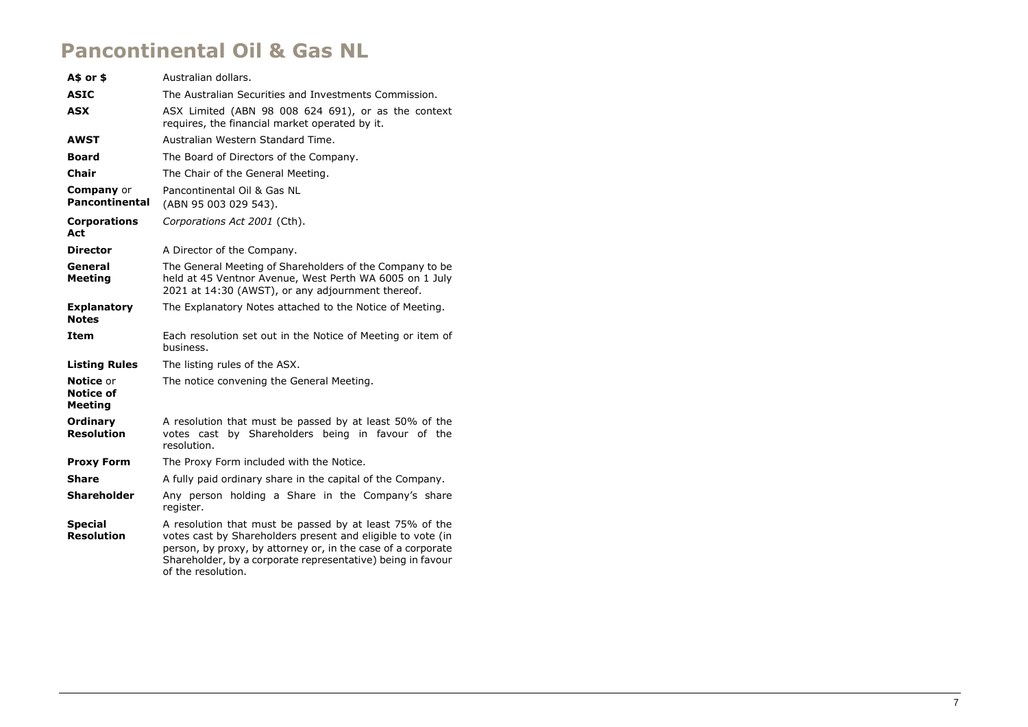# Pancontinental Oil & Gas NL

| | |
|---|---|
| **A$ or $** | Australian dollars. |
| **ASIC** | The Australian Securities and Investments Commission. |
| **ASX** | ASX Limited (ABN 98 008 624 691), or as the context requires, the financial market operated by it. |
| **AWST** | Australian Western Standard Time. |
| **Board** | The Board of Directors of the Company. |
| **Chair** | The Chair of the General Meeting. |
| **Company** or **Pancontinental** | Pancontinental Oil & Gas NL (ABN 95 003 029 543). |
| **Corporations Act** | *Corporations Act 2001* (Cth). |
| **Director** | A Director of the Company. |
| **General Meeting** | The General Meeting of Shareholders of the Company to be held at 45 Ventnor Avenue, West Perth WA 6005 on 1 July 2021 at 14:30 (AWST), or any adjournment thereof. |
| **Explanatory Notes** | The Explanatory Notes attached to the Notice of Meeting. |
| **Item** | Each resolution set out in the Notice of Meeting or item of business. |
| **Listing Rules** | The listing rules of the ASX. |
| **Notice** or **Notice of Meeting** | The notice convening the General Meeting. |
| **Ordinary Resolution** | A resolution that must be passed by at least 50% of the votes cast by Shareholders being in favour of the resolution. |
| **Proxy Form** | The Proxy Form included with the Notice. |
| **Share** | A fully paid ordinary share in the capital of the Company. |
| **Shareholder** | Any person holding a Share in the Company's share register. |
| **Special Resolution** | A resolution that must be passed by at least 75% of the votes cast by Shareholders present and eligible to vote (in person, by proxy, by attorney or, in the case of a corporate Shareholder, by a corporate representative) being in favour of the resolution. |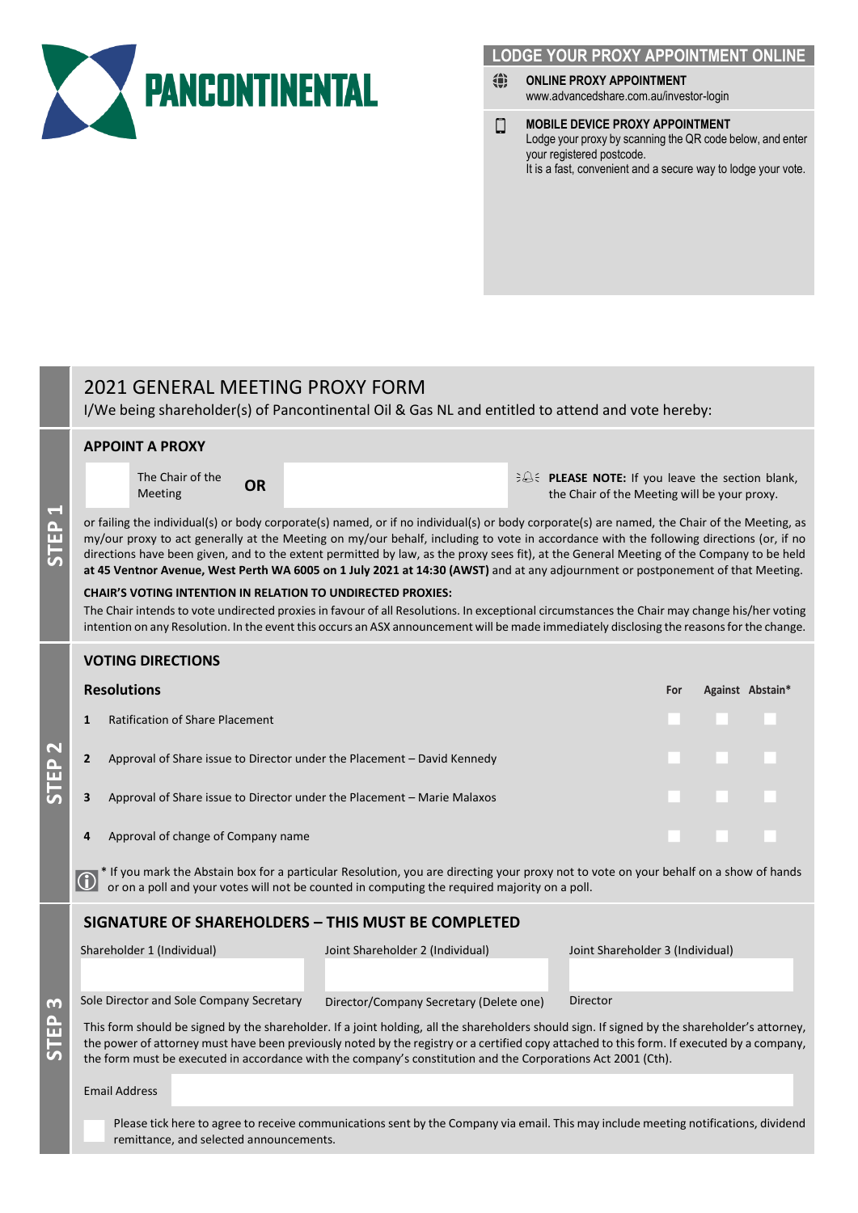PANCONTINENTAL

## LODGE YOUR PROXY APPOINTMENT ONLINE

**ONLINE PROXY APPOINTMENT**
www.advancedshare.com.au/investor-login

**MOBILE DEVICE PROXY APPOINTMENT**
Lodge your proxy by scanning the QR code below, and enter your registered postcode.
It is a fast, convenient and a secure way to lodge your vote.

# 2021 GENERAL MEETING PROXY FORM

I/We being shareholder(s) of Pancontinental Oil & Gas NL and entitled to attend and vote hereby:

## STEP 1

### APPOINT A PROXY

☐ The Chair of the Meeting **OR** ____________________

**PLEASE NOTE:** If you leave the section blank, the Chair of the Meeting will be your proxy.

or failing the individual(s) or body corporate(s) named, or if no individual(s) or body corporate(s) are named, the Chair of the Meeting, as my/our proxy to act generally at the Meeting on my/our behalf, including to vote in accordance with the following directions (or, if no directions have been given, and to the extent permitted by law, as the proxy sees fit), at the General Meeting of the Company to be held **at 45 Ventnor Avenue, West Perth WA 6005 on 1 July 2021 at 14:30 (AWST)** and at any adjournment or postponement of that Meeting.

**CHAIR'S VOTING INTENTION IN RELATION TO UNDIRECTED PROXIES:**

The Chair intends to vote undirected proxies in favour of all Resolutions. In exceptional circumstances the Chair may change his/her voting intention on any Resolution. In the event this occurs an ASX announcement will be made immediately disclosing the reasons for the change.

## STEP 2

### VOTING DIRECTIONS

| | Resolutions | For | Against | Abstain* |
|---|---|---|---|---|
| 1 | Ratification of Share Placement | ☐ | ☐ | ☐ |
| 2 | Approval of Share issue to Director under the Placement – David Kennedy | ☐ | ☐ | ☐ |
| 3 | Approval of Share issue to Director under the Placement – Marie Malaxos | ☐ | ☐ | ☐ |
| 4 | Approval of change of Company name | ☐ | ☐ | ☐ |

* If you mark the Abstain box for a particular Resolution, you are directing your proxy not to vote on your behalf on a show of hands or on a poll and your votes will not be counted in computing the required majority on a poll.

## STEP 3

### SIGNATURE OF SHAREHOLDERS – THIS MUST BE COMPLETED

| Shareholder 1 (Individual) | Joint Shareholder 2 (Individual) | Joint Shareholder 3 (Individual) |
|---|---|---|
| | | |
| Sole Director and Sole Company Secretary | Director/Company Secretary (Delete one) | Director |

This form should be signed by the shareholder. If a joint holding, all the shareholders should sign. If signed by the shareholder's attorney, the power of attorney must have been previously noted by the registry or a certified copy attached to this form. If executed by a company, the form must be executed in accordance with the company's constitution and the Corporations Act 2001 (Cth).

Email Address ____________________

☐ Please tick here to agree to receive communications sent by the Company via email. This may include meeting notifications, dividend remittance, and selected announcements.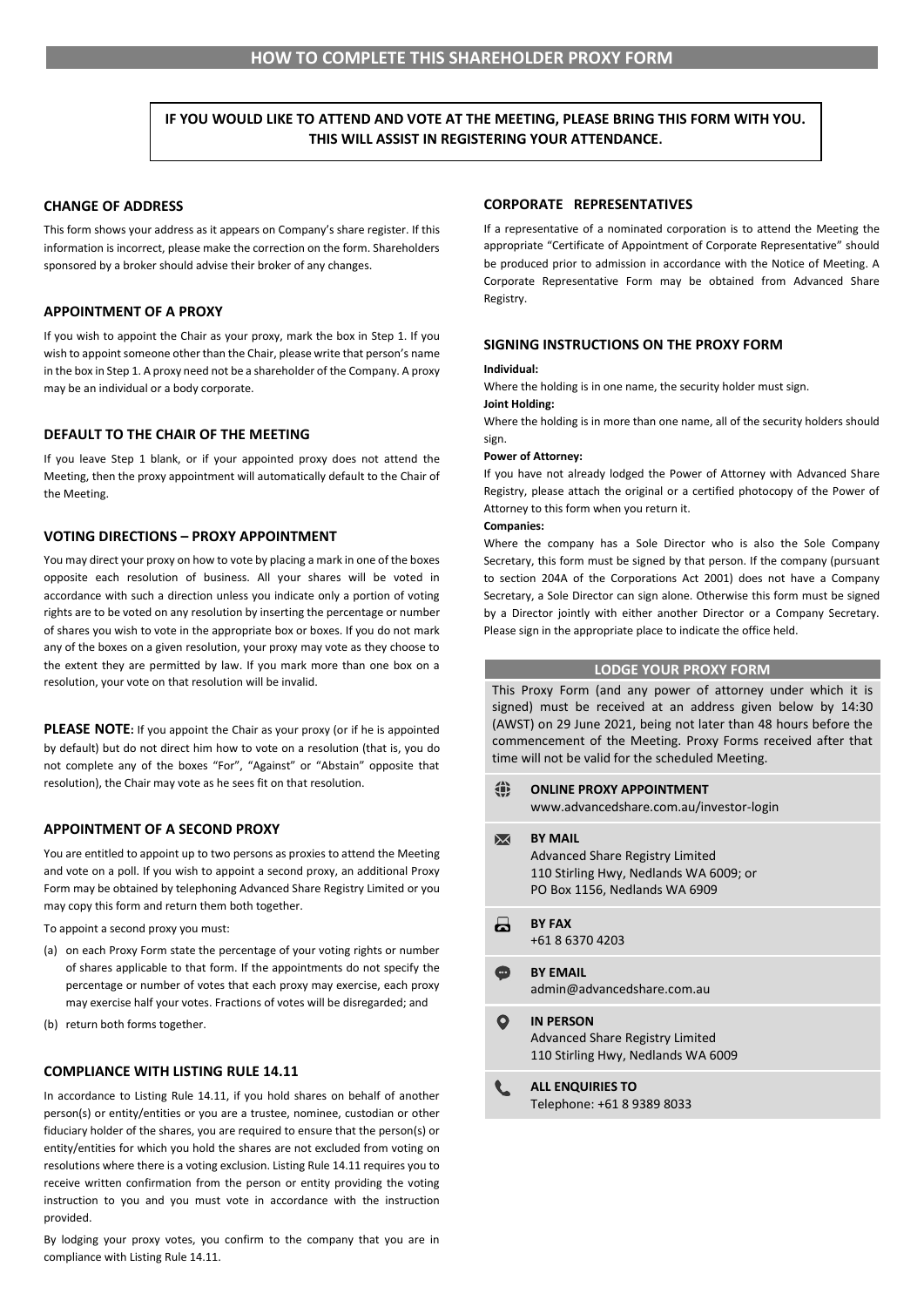# HOW TO COMPLETE THIS SHAREHOLDER PROXY FORM

**IF YOU WOULD LIKE TO ATTEND AND VOTE AT THE MEETING, PLEASE BRING THIS FORM WITH YOU. THIS WILL ASSIST IN REGISTERING YOUR ATTENDANCE.**

## CHANGE OF ADDRESS

This form shows your address as it appears on Company's share register. If this information is incorrect, please make the correction on the form. Shareholders sponsored by a broker should advise their broker of any changes.

## APPOINTMENT OF A PROXY

If you wish to appoint the Chair as your proxy, mark the box in Step 1. If you wish to appoint someone other than the Chair, please write that person's name in the box in Step 1. A proxy need not be a shareholder of the Company. A proxy may be an individual or a body corporate.

## DEFAULT TO THE CHAIR OF THE MEETING

If you leave Step 1 blank, or if your appointed proxy does not attend the Meeting, then the proxy appointment will automatically default to the Chair of the Meeting.

## VOTING DIRECTIONS – PROXY APPOINTMENT

You may direct your proxy on how to vote by placing a mark in one of the boxes opposite each resolution of business. All your shares will be voted in accordance with such a direction unless you indicate only a portion of voting rights are to be voted on any resolution by inserting the percentage or number of shares you wish to vote in the appropriate box or boxes. If you do not mark any of the boxes on a given resolution, your proxy may vote as they choose to the extent they are permitted by law. If you mark more than one box on a resolution, your vote on that resolution will be invalid.

**PLEASE NOTE:** If you appoint the Chair as your proxy (or if he is appointed by default) but do not direct him how to vote on a resolution (that is, you do not complete any of the boxes "For", "Against" or "Abstain" opposite that resolution), the Chair may vote as he sees fit on that resolution.

## APPOINTMENT OF A SECOND PROXY

You are entitled to appoint up to two persons as proxies to attend the Meeting and vote on a poll. If you wish to appoint a second proxy, an additional Proxy Form may be obtained by telephoning Advanced Share Registry Limited or you may copy this form and return them both together.

To appoint a second proxy you must:

(a) on each Proxy Form state the percentage of your voting rights or number of shares applicable to that form. If the appointments do not specify the percentage or number of votes that each proxy may exercise, each proxy may exercise half your votes. Fractions of votes will be disregarded; and

(b) return both forms together.

## COMPLIANCE WITH LISTING RULE 14.11

In accordance to Listing Rule 14.11, if you hold shares on behalf of another person(s) or entity/entities or you are a trustee, nominee, custodian or other fiduciary holder of the shares, you are required to ensure that the person(s) or entity/entities for which you hold the shares are not excluded from voting on resolutions where there is a voting exclusion. Listing Rule 14.11 requires you to receive written confirmation from the person or entity providing the voting instruction to you and you must vote in accordance with the instruction provided.

By lodging your proxy votes, you confirm to the company that you are in compliance with Listing Rule 14.11.

## CORPORATE REPRESENTATIVES

If a representative of a nominated corporation is to attend the Meeting the appropriate "Certificate of Appointment of Corporate Representative" should be produced prior to admission in accordance with the Notice of Meeting. A Corporate Representative Form may be obtained from Advanced Share Registry.

## SIGNING INSTRUCTIONS ON THE PROXY FORM

**Individual:**

Where the holding is in one name, the security holder must sign.

**Joint Holding:**

Where the holding is in more than one name, all of the security holders should sign.

**Power of Attorney:**

If you have not already lodged the Power of Attorney with Advanced Share Registry, please attach the original or a certified photocopy of the Power of Attorney to this form when you return it.

**Companies:**

Where the company has a Sole Director who is also the Sole Company Secretary, this form must be signed by that person. If the company (pursuant to section 204A of the Corporations Act 2001) does not have a Company Secretary, a Sole Director can sign alone. Otherwise this form must be signed by a Director jointly with either another Director or a Company Secretary. Please sign in the appropriate place to indicate the office held.

## LODGE YOUR PROXY FORM

This Proxy Form (and any power of attorney under which it is signed) must be received at an address given below by 14:30 (AWST) on 29 June 2021, being not later than 48 hours before the commencement of the Meeting. Proxy Forms received after that time will not be valid for the scheduled Meeting.

**ONLINE PROXY APPOINTMENT**
www.advancedshare.com.au/investor-login

**BY MAIL**
Advanced Share Registry Limited
110 Stirling Hwy, Nedlands WA 6009; or
PO Box 1156, Nedlands WA 6909

**BY FAX**
+61 8 6370 4203

**BY EMAIL**
admin@advancedshare.com.au

**IN PERSON**
Advanced Share Registry Limited
110 Stirling Hwy, Nedlands WA 6009

**ALL ENQUIRIES TO**
Telephone: +61 8 9389 8033